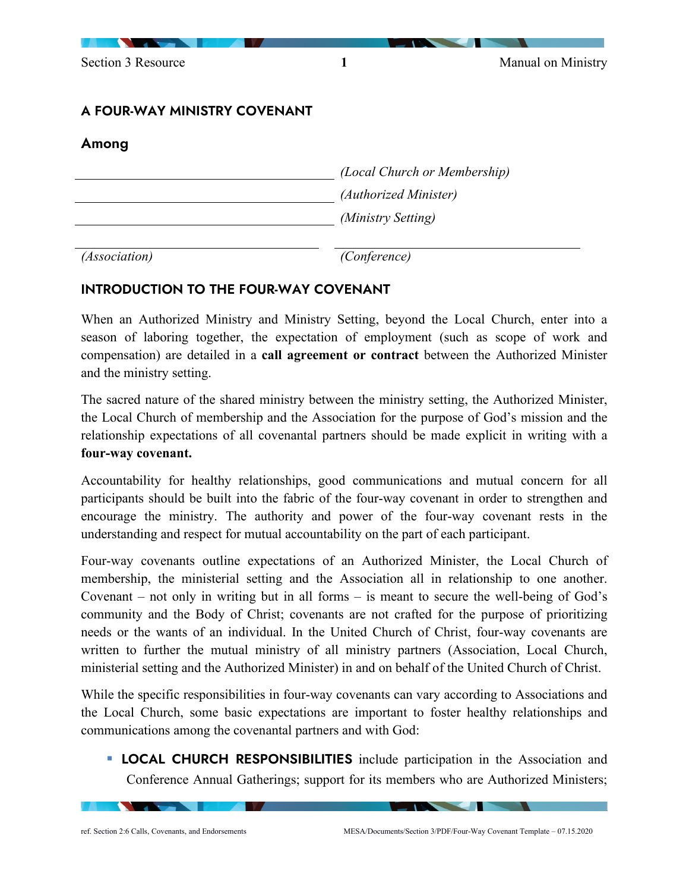## A FOUR-WAY MINISTRY COVENANT

### Among

________________________________ *(Local Church or Membership)*

________________________________ *(Authorized Minister)*

________________________________ *(Ministry Setting)*

________________________________ ________________________________

*(Association)* *(Conference)*

## INTRODUCTION TO THE FOUR-WAY COVENANT

When an Authorized Ministry and Ministry Setting, beyond the Local Church, enter into a season of laboring together, the expectation of employment (such as scope of work and compensation) are detailed in a **call agreement or contract** between the Authorized Minister and the ministry setting.

The sacred nature of the shared ministry between the ministry setting, the Authorized Minister, the Local Church of membership and the Association for the purpose of God's mission and the relationship expectations of all covenantal partners should be made explicit in writing with a **four-way covenant.**

Accountability for healthy relationships, good communications and mutual concern for all participants should be built into the fabric of the four-way covenant in order to strengthen and encourage the ministry. The authority and power of the four-way covenant rests in the understanding and respect for mutual accountability on the part of each participant.

Four-way covenants outline expectations of an Authorized Minister, the Local Church of membership, the ministerial setting and the Association all in relationship to one another. Covenant – not only in writing but in all forms – is meant to secure the well-being of God's community and the Body of Christ; covenants are not crafted for the purpose of prioritizing needs or the wants of an individual. In the United Church of Christ, four-way covenants are written to further the mutual ministry of all ministry partners (Association, Local Church, ministerial setting and the Authorized Minister) in and on behalf of the United Church of Christ.

While the specific responsibilities in four-way covenants can vary according to Associations and the Local Church, some basic expectations are important to foster healthy relationships and communications among the covenantal partners and with God:

- **LOCAL CHURCH RESPONSIBILITIES** include participation in the Association and Conference Annual Gatherings; support for its members who are Authorized Ministers;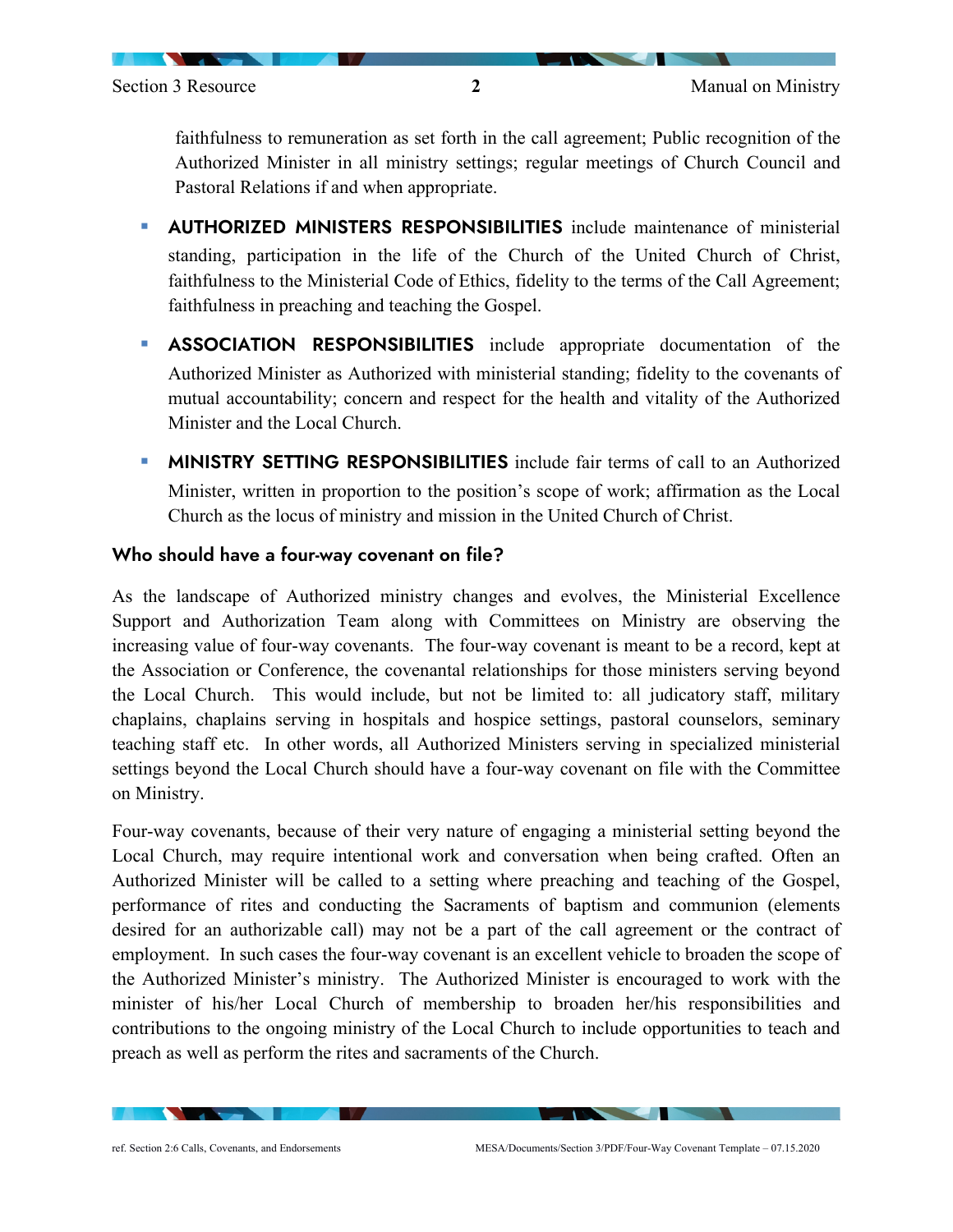faithfulness to remuneration as set forth in the call agreement; Public recognition of the Authorized Minister in all ministry settings; regular meetings of Church Council and Pastoral Relations if and when appropriate.

- **AUTHORIZED MINISTERS RESPONSIBILITIES** include maintenance of ministerial standing, participation in the life of the Church of the United Church of Christ, faithfulness to the Ministerial Code of Ethics, fidelity to the terms of the Call Agreement; faithfulness in preaching and teaching the Gospel.

- **ASSOCIATION RESPONSIBILITIES** include appropriate documentation of the Authorized Minister as Authorized with ministerial standing; fidelity to the covenants of mutual accountability; concern and respect for the health and vitality of the Authorized Minister and the Local Church.

- **MINISTRY SETTING RESPONSIBILITIES** include fair terms of call to an Authorized Minister, written in proportion to the position's scope of work; affirmation as the Local Church as the locus of ministry and mission in the United Church of Christ.

## Who should have a four-way covenant on file?

As the landscape of Authorized ministry changes and evolves, the Ministerial Excellence Support and Authorization Team along with Committees on Ministry are observing the increasing value of four-way covenants. The four-way covenant is meant to be a record, kept at the Association or Conference, the covenantal relationships for those ministers serving beyond the Local Church. This would include, but not be limited to: all judicatory staff, military chaplains, chaplains serving in hospitals and hospice settings, pastoral counselors, seminary teaching staff etc. In other words, all Authorized Ministers serving in specialized ministerial settings beyond the Local Church should have a four-way covenant on file with the Committee on Ministry.

Four-way covenants, because of their very nature of engaging a ministerial setting beyond the Local Church, may require intentional work and conversation when being crafted. Often an Authorized Minister will be called to a setting where preaching and teaching of the Gospel, performance of rites and conducting the Sacraments of baptism and communion (elements desired for an authorizable call) may not be a part of the call agreement or the contract of employment. In such cases the four-way covenant is an excellent vehicle to broaden the scope of the Authorized Minister's ministry. The Authorized Minister is encouraged to work with the minister of his/her Local Church of membership to broaden her/his responsibilities and contributions to the ongoing ministry of the Local Church to include opportunities to teach and preach as well as perform the rites and sacraments of the Church.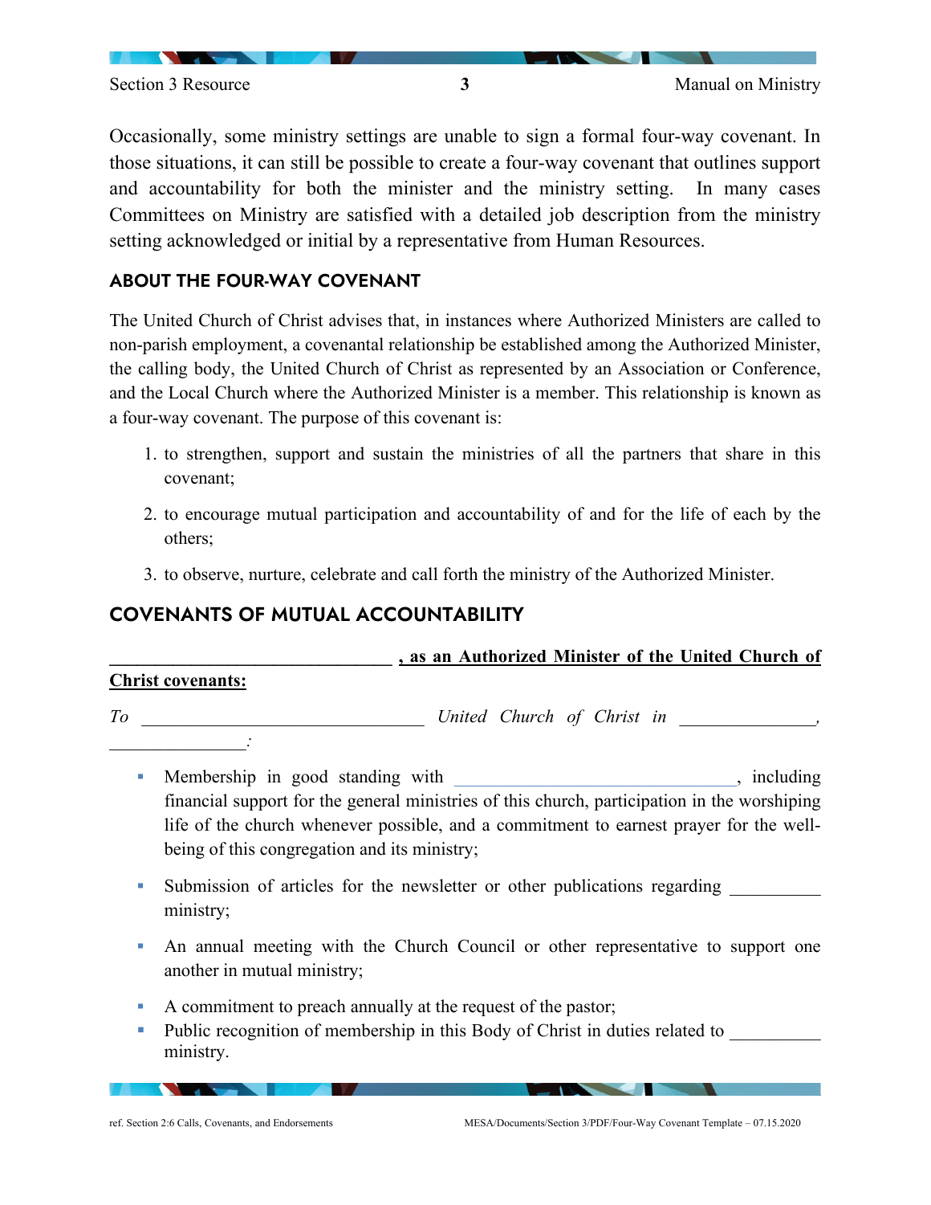Occasionally, some ministry settings are unable to sign a formal four-way covenant. In those situations, it can still be possible to create a four-way covenant that outlines support and accountability for both the minister and the ministry setting. In many cases Committees on Ministry are satisfied with a detailed job description from the ministry setting acknowledged or initial by a representative from Human Resources.

## ABOUT THE FOUR-WAY COVENANT

The United Church of Christ advises that, in instances where Authorized Ministers are called to non-parish employment, a covenantal relationship be established among the Authorized Minister, the calling body, the United Church of Christ as represented by an Association or Conference, and the Local Church where the Authorized Minister is a member. This relationship is known as a four-way covenant. The purpose of this covenant is:

1. to strengthen, support and sustain the ministries of all the partners that share in this covenant;
2. to encourage mutual participation and accountability of and for the life of each by the others;
3. to observe, nurture, celebrate and call forth the ministry of the Authorized Minister.

## COVENANTS OF MUTUAL ACCOUNTABILITY

**_______________________________ , as an Authorized Minister of the United Church of Christ covenants:**

*To _______________________________ United Church of Christ in _______________, _______________:*

- Membership in good standing with _______________________________, including financial support for the general ministries of this church, participation in the worshiping life of the church whenever possible, and a commitment to earnest prayer for the well-being of this congregation and its ministry;
- Submission of articles for the newsletter or other publications regarding __________ ministry;
- An annual meeting with the Church Council or other representative to support one another in mutual ministry;
- A commitment to preach annually at the request of the pastor;
- Public recognition of membership in this Body of Christ in duties related to __________ ministry.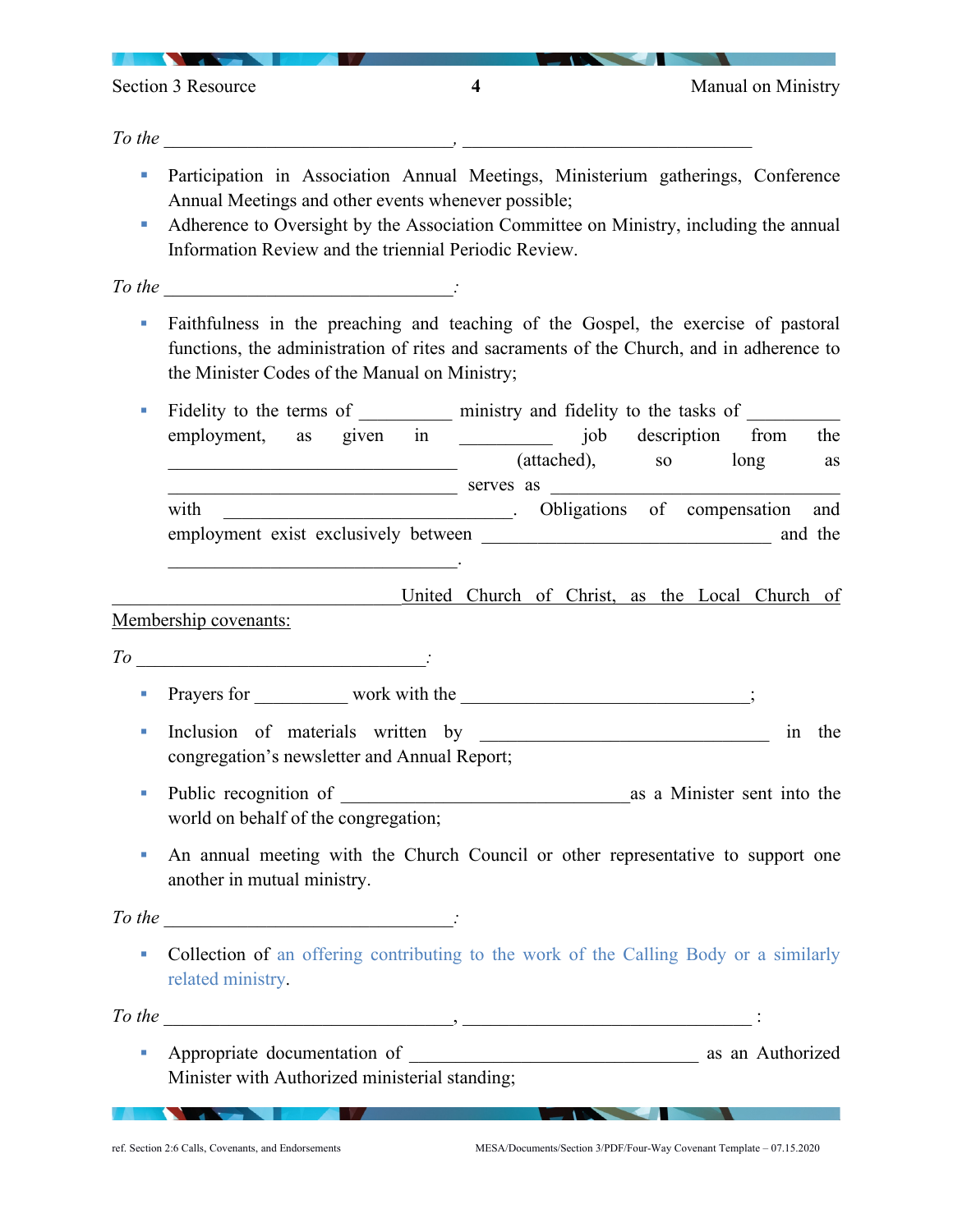*To the* _______________________________, _______________________________

- Participation in Association Annual Meetings, Ministerium gatherings, Conference Annual Meetings and other events whenever possible;
- Adherence to Oversight by the Association Committee on Ministry, including the annual Information Review and the triennial Periodic Review.

*To the* _______________________________:

- Faithfulness in the preaching and teaching of the Gospel, the exercise of pastoral functions, the administration of rites and sacraments of the Church, and in adherence to the Minister Codes of the Manual on Ministry;

- Fidelity to the terms of __________ ministry and fidelity to the tasks of __________ employment, as given in __________ job description from the _______________________________ (attached), so long as _______________________________ serves as _______________________________ with _______________________________. Obligations of compensation and employment exist exclusively between _______________________________ and the _______________________________.

_______________________________United Church of Christ, as the Local Church of Membership covenants:

*To* _______________________________:

- Prayers for __________ work with the _______________________________;

- Inclusion of materials written by _______________________________ in the congregation's newsletter and Annual Report;

- Public recognition of _______________________________as a Minister sent into the world on behalf of the congregation;

- An annual meeting with the Church Council or other representative to support one another in mutual ministry.

*To the* _______________________________:

- Collection of an offering contributing to the work of the Calling Body or a similarly related ministry.

*To the* _______________________________, _______________________________ :

- Appropriate documentation of _______________________________ as an Authorized Minister with Authorized ministerial standing;

ref. Section 2:6 Calls, Covenants, and Endorsements

MESA/Documents/Section 3/PDF/Four-Way Covenant Template – 07.15.2020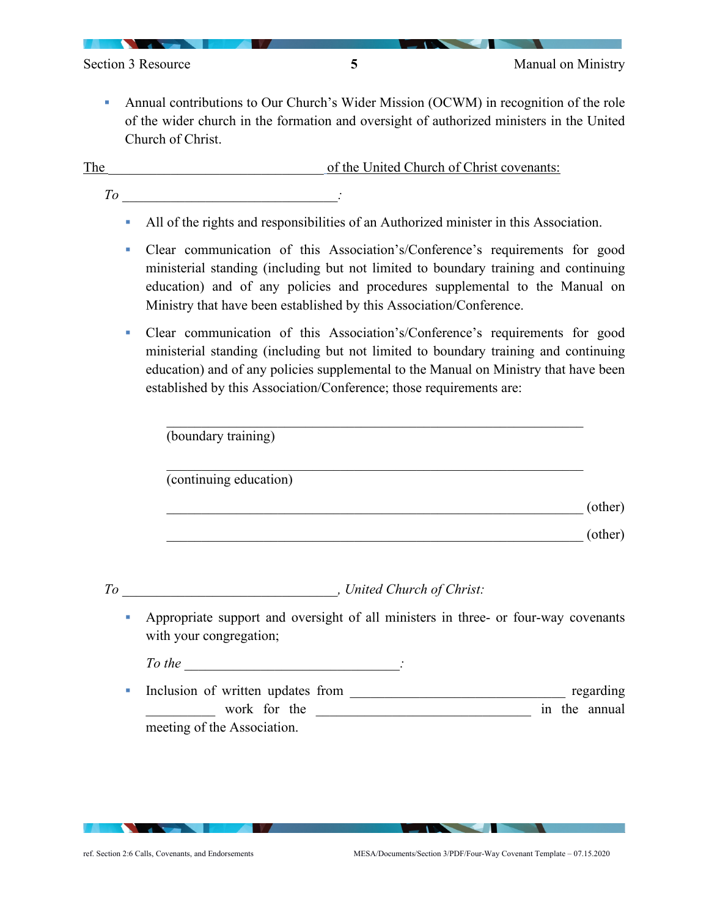- Annual contributions to Our Church's Wider Mission (OCWM) in recognition of the role of the wider church in the formation and oversight of authorized ministers in the United Church of Christ.

The ______________________________ of the United Church of Christ covenants:

*To ______________________________:*

- All of the rights and responsibilities of an Authorized minister in this Association.
- Clear communication of this Association's/Conference's requirements for good ministerial standing (including but not limited to boundary training and continuing education) and of any policies and procedures supplemental to the Manual on Ministry that have been established by this Association/Conference.
- Clear communication of this Association's/Conference's requirements for good ministerial standing (including but not limited to boundary training and continuing education) and of any policies supplemental to the Manual on Ministry that have been established by this Association/Conference; those requirements are:

  ______________________________________________________
  (boundary training)

  ______________________________________________________
  (continuing education)

  ______________________________________________________ (other)

  ______________________________________________________ (other)

*To ______________________________, United Church of Christ:*

- Appropriate support and oversight of all ministers in three- or four-way covenants with your congregation;

  *To the ______________________________:*

- Inclusion of written updates from ______________________________ regarding __________ work for the ______________________________ in the annual meeting of the Association.

ref. Section 2:6 Calls, Covenants, and Endorsements

MESA/Documents/Section 3/PDF/Four-Way Covenant Template – 07.15.2020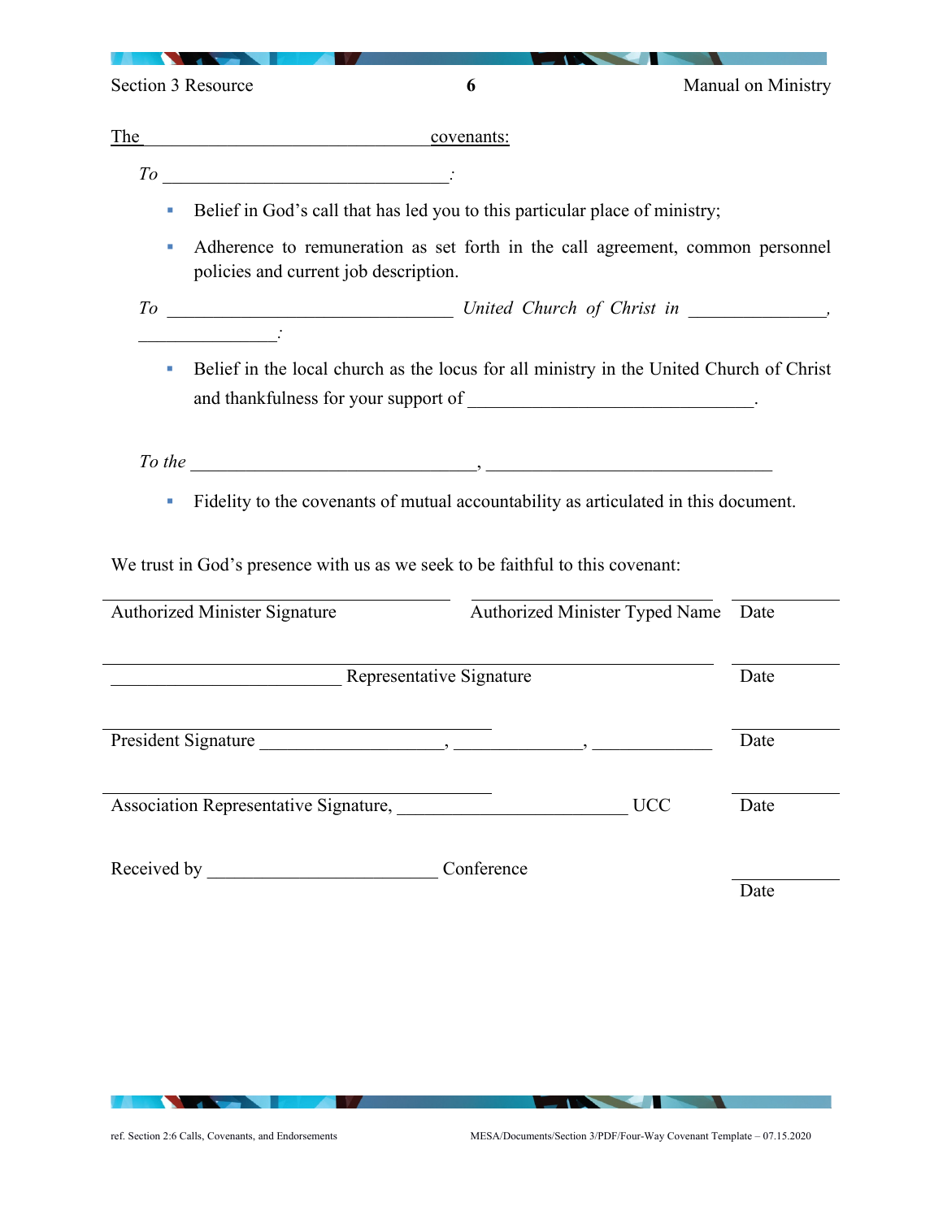The ________________________________ covenants:

*To ________________________________:*

- Belief in God's call that has led you to this particular place of ministry;
- Adherence to remuneration as set forth in the call agreement, common personnel policies and current job description.

*To ________________________________ United Church of Christ in _______________, _______________:*

- Belief in the local church as the locus for all ministry in the United Church of Christ and thankfulness for your support of ________________________________.

*To the ________________________________, ________________________________*

- Fidelity to the covenants of mutual accountability as articulated in this document.

We trust in God's presence with us as we seek to be faithful to this covenant:

________________________________ ________________________________ ____________
Authorized Minister Signature Authorized Minister Typed Name Date

________________________________________________________________ ____________
__________________________ Representative Signature Date

________________________________ ____________
President Signature ____________________, ______________, _____________ Date

________________________________ ____________
Association Representative Signature, _________________________ UCC Date

Received by _________________________ Conference ____________
Date

ref. Section 2:6 Calls, Covenants, and Endorsements

MESA/Documents/Section 3/PDF/Four-Way Covenant Template – 07.15.2020